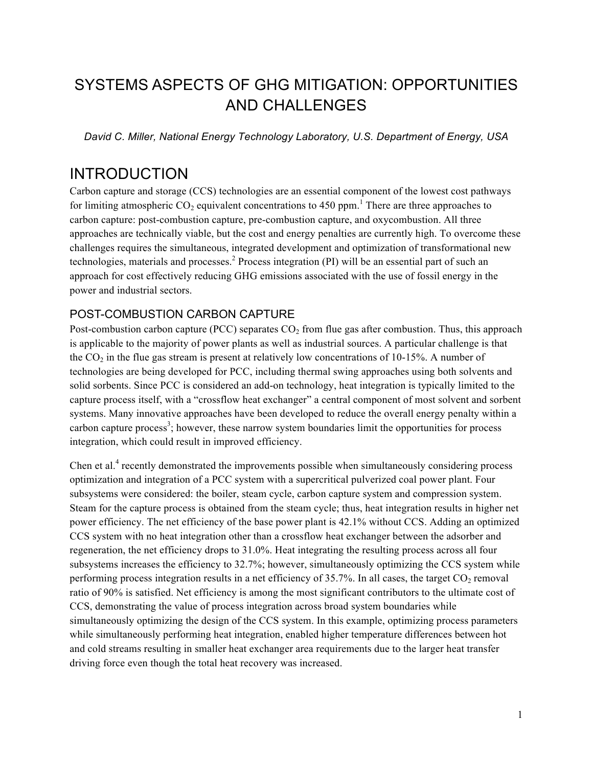# SYSTEMS ASPECTS OF GHG MITIGATION: OPPORTUNITIES AND CHALLENGES

*David C. Miller, National Energy Technology Laboratory, U.S. Department of Energy, USA*

# INTRODUCTION

Carbon capture and storage (CCS) technologies are an essential component of the lowest cost pathways for limiting atmospheric $CO_2$ equivalent concentrations to 450 ppm.[1] There are three approaches to carbon capture: post-combustion capture, pre-combustion capture, and oxycombustion. All three approaches are technically viable, but the cost and energy penalties are currently high. To overcome these challenges requires the simultaneous, integrated development and optimization of transformational new technologies, materials and processes.[2] Process integration (PI) will be an essential part of such an approach for cost effectively reducing GHG emissions associated with the use of fossil energy in the power and industrial sectors.

## POST-COMBUSTION CARBON CAPTURE

Post-combustion carbon capture (PCC) separates $CO_2$ from flue gas after combustion. Thus, this approach is applicable to the majority of power plants as well as industrial sources. A particular challenge is that the $CO_2$ in the flue gas stream is present at relatively low concentrations of 10-15%. A number of technologies are being developed for PCC, including thermal swing approaches using both solvents and solid sorbents. Since PCC is considered an add-on technology, heat integration is typically limited to the capture process itself, with a "crossflow heat exchanger" a central component of most solvent and sorbent systems. Many innovative approaches have been developed to reduce the overall energy penalty within a carbon capture process[3]; however, these narrow system boundaries limit the opportunities for process integration, which could result in improved efficiency.

Chen et al.[4] recently demonstrated the improvements possible when simultaneously considering process optimization and integration of a PCC system with a supercritical pulverized coal power plant. Four subsystems were considered: the boiler, steam cycle, carbon capture system and compression system. Steam for the capture process is obtained from the steam cycle; thus, heat integration results in higher net power efficiency. The net efficiency of the base power plant is 42.1% without CCS. Adding an optimized CCS system with no heat integration other than a crossflow heat exchanger between the adsorber and regeneration, the net efficiency drops to 31.0%. Heat integrating the resulting process across all four subsystems increases the efficiency to 32.7%; however, simultaneously optimizing the CCS system while performing process integration results in a net efficiency of 35.7%. In all cases, the target $CO_2$ removal ratio of 90% is satisfied. Net efficiency is among the most significant contributors to the ultimate cost of CCS, demonstrating the value of process integration across broad system boundaries while simultaneously optimizing the design of the CCS system. In this example, optimizing process parameters while simultaneously performing heat integration, enabled higher temperature differences between hot and cold streams resulting in smaller heat exchanger area requirements due to the larger heat transfer driving force even though the total heat recovery was increased.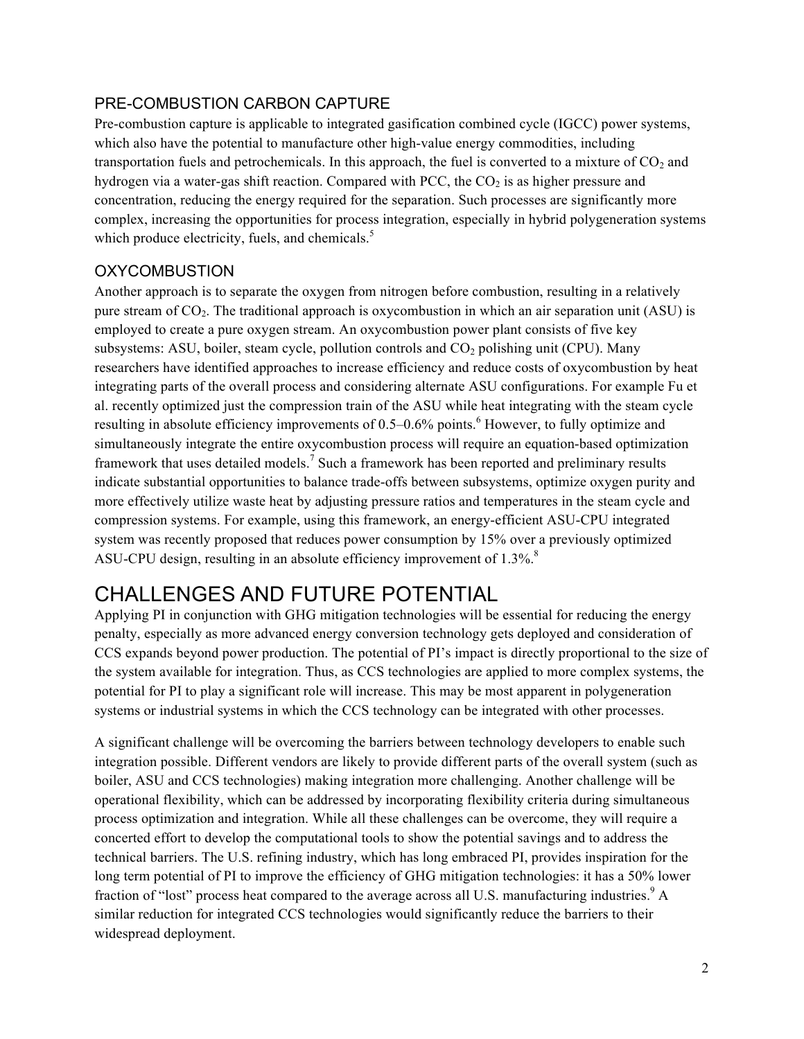### PRE-COMBUSTION CARBON CAPTURE

Pre-combustion capture is applicable to integrated gasification combined cycle (IGCC) power systems, which also have the potential to manufacture other high-value energy commodities, including transportation fuels and petrochemicals. In this approach, the fuel is converted to a mixture of $CO_2$ and hydrogen via a water-gas shift reaction. Compared with PCC, the $CO_2$ is as higher pressure and concentration, reducing the energy required for the separation. Such processes are significantly more complex, increasing the opportunities for process integration, especially in hybrid polygeneration systems which produce electricity, fuels, and chemicals.[5]

### OXYCOMBUSTION

Another approach is to separate the oxygen from nitrogen before combustion, resulting in a relatively pure stream of $CO_2$. The traditional approach is oxycombustion in which an air separation unit (ASU) is employed to create a pure oxygen stream. An oxycombustion power plant consists of five key subsystems: ASU, boiler, steam cycle, pollution controls and $CO_2$ polishing unit (CPU). Many researchers have identified approaches to increase efficiency and reduce costs of oxycombustion by heat integrating parts of the overall process and considering alternate ASU configurations. For example Fu et al. recently optimized just the compression train of the ASU while heat integrating with the steam cycle resulting in absolute efficiency improvements of 0.5–0.6% points.[6] However, to fully optimize and simultaneously integrate the entire oxycombustion process will require an equation-based optimization framework that uses detailed models.[7] Such a framework has been reported and preliminary results indicate substantial opportunities to balance trade-offs between subsystems, optimize oxygen purity and more effectively utilize waste heat by adjusting pressure ratios and temperatures in the steam cycle and compression systems. For example, using this framework, an energy-efficient ASU-CPU integrated system was recently proposed that reduces power consumption by 15% over a previously optimized ASU-CPU design, resulting in an absolute efficiency improvement of 1.3%.[8]

## CHALLENGES AND FUTURE POTENTIAL

Applying PI in conjunction with GHG mitigation technologies will be essential for reducing the energy penalty, especially as more advanced energy conversion technology gets deployed and consideration of CCS expands beyond power production. The potential of PI's impact is directly proportional to the size of the system available for integration. Thus, as CCS technologies are applied to more complex systems, the potential for PI to play a significant role will increase. This may be most apparent in polygeneration systems or industrial systems in which the CCS technology can be integrated with other processes.

A significant challenge will be overcoming the barriers between technology developers to enable such integration possible. Different vendors are likely to provide different parts of the overall system (such as boiler, ASU and CCS technologies) making integration more challenging. Another challenge will be operational flexibility, which can be addressed by incorporating flexibility criteria during simultaneous process optimization and integration. While all these challenges can be overcome, they will require a concerted effort to develop the computational tools to show the potential savings and to address the technical barriers. The U.S. refining industry, which has long embraced PI, provides inspiration for the long term potential of PI to improve the efficiency of GHG mitigation technologies: it has a 50% lower fraction of "lost" process heat compared to the average across all U.S. manufacturing industries.[9] A similar reduction for integrated CCS technologies would significantly reduce the barriers to their widespread deployment.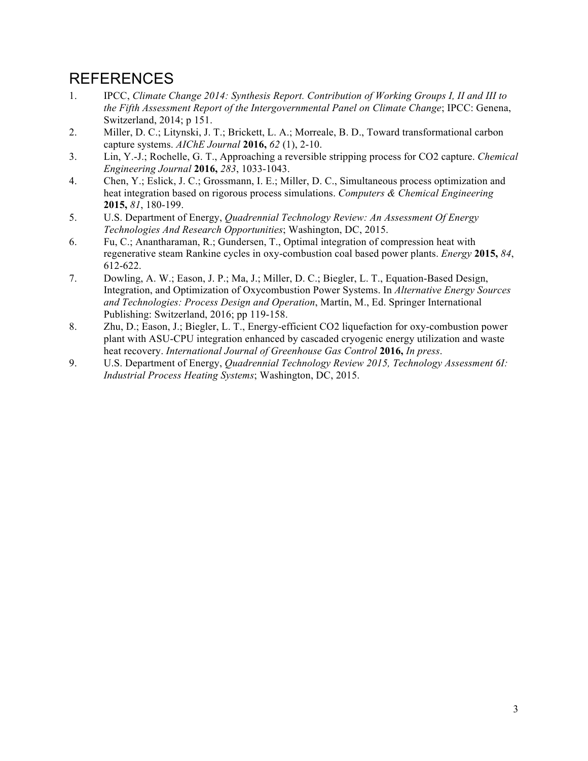# REFERENCES

1. IPCC, *Climate Change 2014: Synthesis Report. Contribution of Working Groups I, II and III to the Fifth Assessment Report of the Intergovernmental Panel on Climate Change*; IPCC: Genena, Switzerland, 2014; p 151.
2. Miller, D. C.; Litynski, J. T.; Brickett, L. A.; Morreale, B. D., Toward transformational carbon capture systems. *AIChE Journal* **2016,** *62* (1), 2-10.
3. Lin, Y.-J.; Rochelle, G. T., Approaching a reversible stripping process for CO2 capture. *Chemical Engineering Journal* **2016,** *283*, 1033-1043.
4. Chen, Y.; Eslick, J. C.; Grossmann, I. E.; Miller, D. C., Simultaneous process optimization and heat integration based on rigorous process simulations. *Computers & Chemical Engineering* **2015,** *81*, 180-199.
5. U.S. Department of Energy, *Quadrennial Technology Review: An Assessment Of Energy Technologies And Research Opportunities*; Washington, DC, 2015.
6. Fu, C.; Anantharaman, R.; Gundersen, T., Optimal integration of compression heat with regenerative steam Rankine cycles in oxy-combustion coal based power plants. *Energy* **2015,** *84*, 612-622.
7. Dowling, A. W.; Eason, J. P.; Ma, J.; Miller, D. C.; Biegler, L. T., Equation-Based Design, Integration, and Optimization of Oxycombustion Power Systems. In *Alternative Energy Sources and Technologies: Process Design and Operation*, Martín, M., Ed. Springer International Publishing: Switzerland, 2016; pp 119-158.
8. Zhu, D.; Eason, J.; Biegler, L. T., Energy-efficient CO2 liquefaction for oxy-combustion power plant with ASU-CPU integration enhanced by cascaded cryogenic energy utilization and waste heat recovery. *International Journal of Greenhouse Gas Control* **2016,** *In press*.
9. U.S. Department of Energy, *Quadrennial Technology Review 2015, Technology Assessment 6I: Industrial Process Heating Systems*; Washington, DC, 2015.